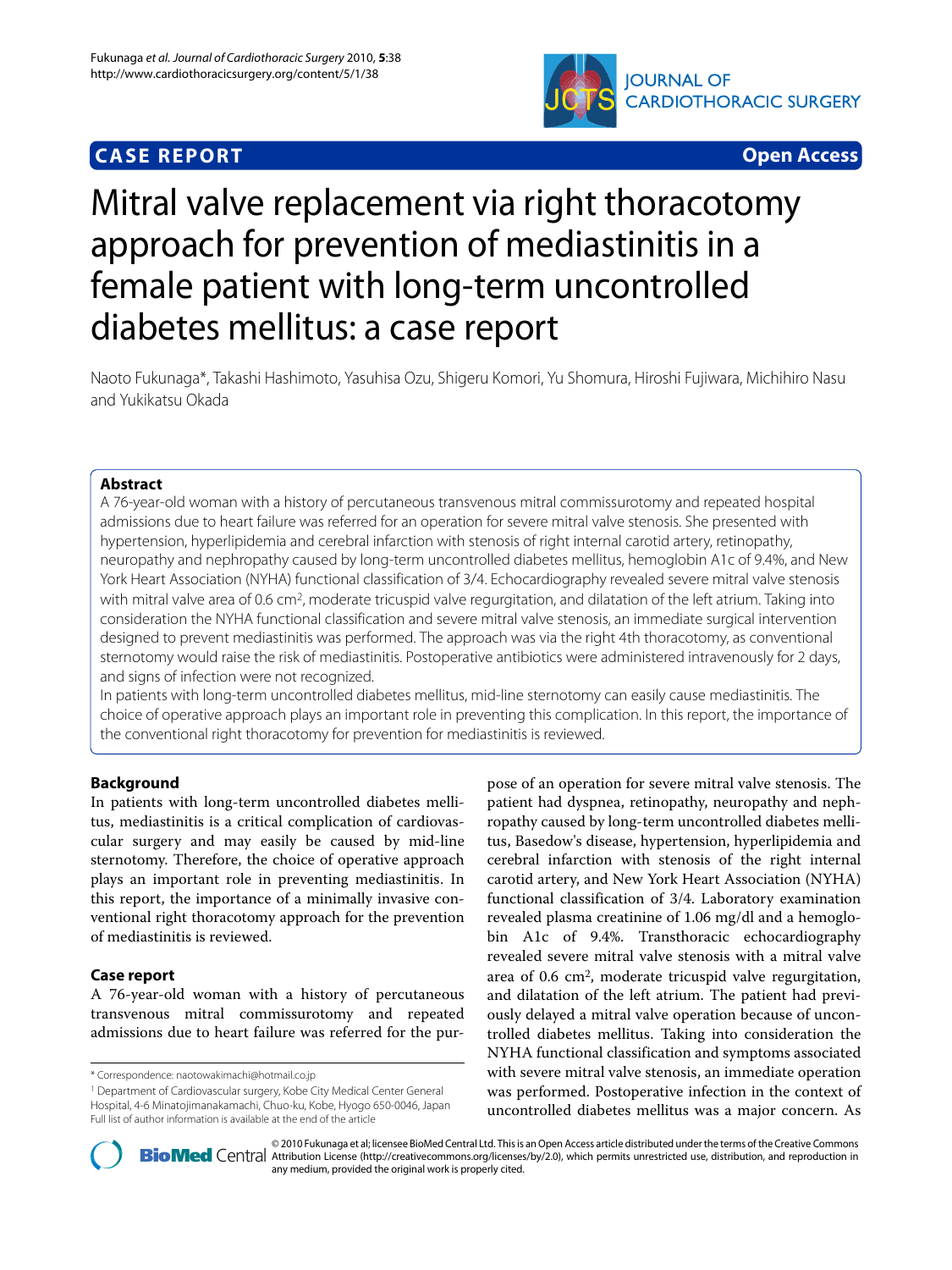**CASE REPORT** **Open Access**

# Mitral valve replacement via right thoracotomy approach for prevention of mediastinitis in a female patient with long-term uncontrolled diabetes mellitus: a case report

Naoto Fukunaga*, Takashi Hashimoto, Yasuhisa Ozu, Shigeru Komori, Yu Shomura, Hiroshi Fujiwara, Michihiro Nasu and Yukikatsu Okada

## Abstract

A 76-year-old woman with a history of percutaneous transvenous mitral commissurotomy and repeated hospital admissions due to heart failure was referred for an operation for severe mitral valve stenosis. She presented with hypertension, hyperlipidemia and cerebral infarction with stenosis of right internal carotid artery, retinopathy, neuropathy and nephropathy caused by long-term uncontrolled diabetes mellitus, hemoglobin A1c of 9.4%, and New York Heart Association (NYHA) functional classification of 3/4. Echocardiography revealed severe mitral valve stenosis with mitral valve area of 0.6 cm$^2$, moderate tricuspid valve regurgitation, and dilatation of the left atrium. Taking into consideration the NYHA functional classification and severe mitral valve stenosis, an immediate surgical intervention designed to prevent mediastinitis was performed. The approach was via the right 4th thoracotomy, as conventional sternotomy would raise the risk of mediastinitis. Postoperative antibiotics were administered intravenously for 2 days, and signs of infection were not recognized.

In patients with long-term uncontrolled diabetes mellitus, mid-line sternotomy can easily cause mediastinitis. The choice of operative approach plays an important role in preventing this complication. In this report, the importance of the conventional right thoracotomy for prevention for mediastinitis is reviewed.

## Background

In patients with long-term uncontrolled diabetes mellitus, mediastinitis is a critical complication of cardiovascular surgery and may easily be caused by mid-line sternotomy. Therefore, the choice of operative approach plays an important role in preventing mediastinitis. In this report, the importance of a minimally invasive conventional right thoracotomy approach for the prevention of mediastinitis is reviewed.

## Case report

A 76-year-old woman with a history of percutaneous transvenous mitral commissurotomy and repeated admissions due to heart failure was referred for the purpose of an operation for severe mitral valve stenosis. The patient had dyspnea, retinopathy, neuropathy and nephropathy caused by long-term uncontrolled diabetes mellitus, Basedow's disease, hypertension, hyperlipidemia and cerebral infarction with stenosis of the right internal carotid artery, and New York Heart Association (NYHA) functional classification of 3/4. Laboratory examination revealed plasma creatinine of 1.06 mg/dl and a hemoglobin A1c of 9.4%. Transthoracic echocardiography revealed severe mitral valve stenosis with a mitral valve area of 0.6 cm$^2$, moderate tricuspid valve regurgitation, and dilatation of the left atrium. The patient had previously delayed a mitral valve operation because of uncontrolled diabetes mellitus. Taking into consideration the NYHA functional classification and symptoms associated with severe mitral valve stenosis, an immediate operation was performed. Postoperative infection in the context of uncontrolled diabetes mellitus was a major concern. As

\* Correspondence: naotowakimachi@hotmail.co.jp

[1] Department of Cardiovascular surgery, Kobe City Medical Center General Hospital, 4-6 Minatojimanakamachi, Chuo-ku, Kobe, Hyogo 650-0046, Japan

Full list of author information is available at the end of the article

© 2010 Fukunaga et al; licensee BioMed Central Ltd. This is an Open Access article distributed under the terms of the Creative Commons Attribution License (http://creativecommons.org/licenses/by/2.0), which permits unrestricted use, distribution, and reproduction in any medium, provided the original work is properly cited.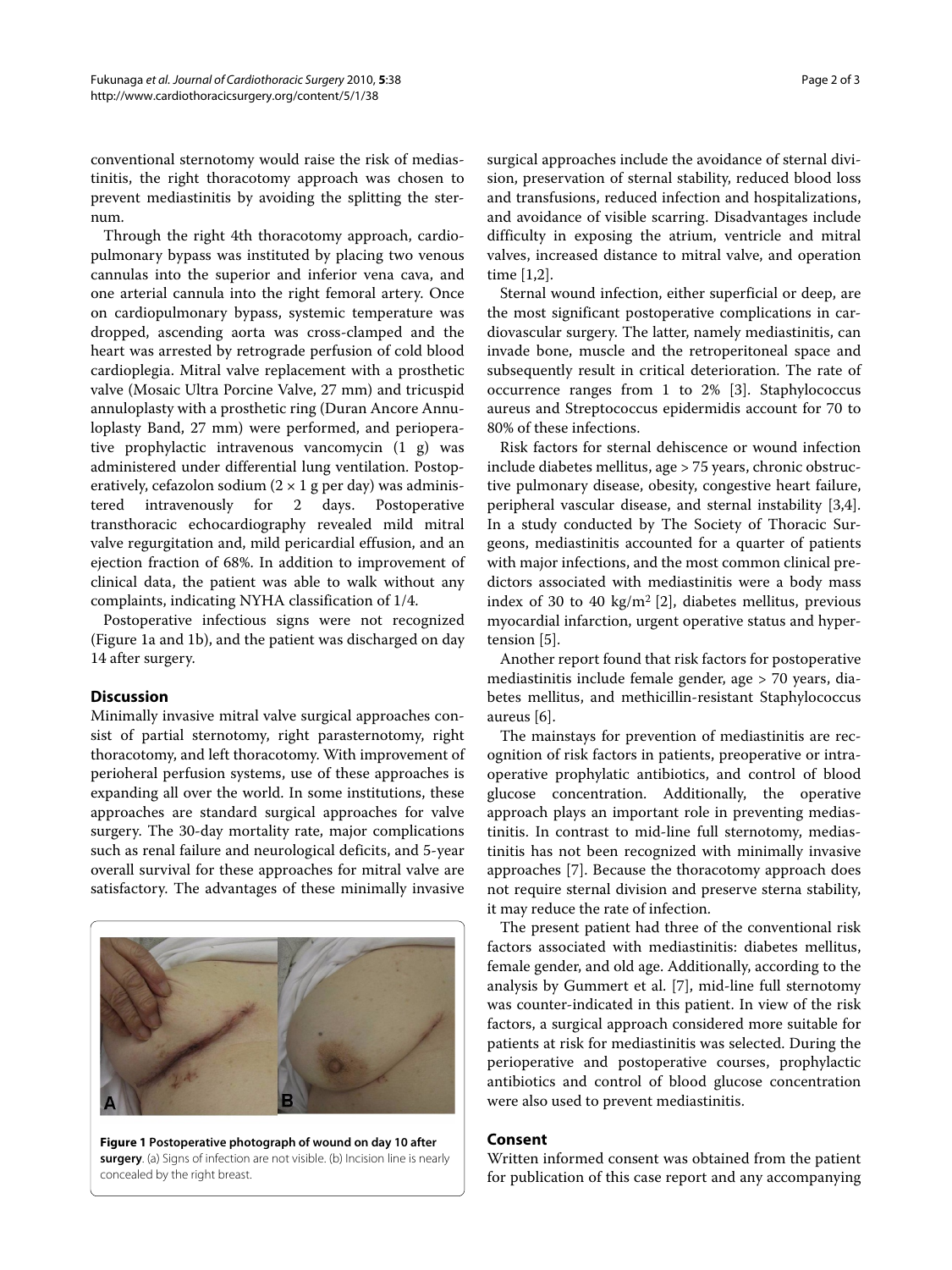conventional sternotomy would raise the risk of mediastinitis, the right thoracotomy approach was chosen to prevent mediastinitis by avoiding the splitting the sternum.

Through the right 4th thoracotomy approach, cardiopulmonary bypass was instituted by placing two venous cannulas into the superior and inferior vena cava, and one arterial cannula into the right femoral artery. Once on cardiopulmonary bypass, systemic temperature was dropped, ascending aorta was cross-clamped and the heart was arrested by retrograde perfusion of cold blood cardioplegia. Mitral valve replacement with a prosthetic valve (Mosaic Ultra Porcine Valve, 27 mm) and tricuspid annuloplasty with a prosthetic ring (Duran Ancore Annuloplasty Band, 27 mm) were performed, and perioperative prophylactic intravenous vancomycin (1 g) was administered under differential lung ventilation. Postoperatively, cefazolon sodium (2 × 1 g per day) was administered intravenously for 2 days. Postoperative transthoracic echocardiography revealed mild mitral valve regurgitation and, mild pericardial effusion, and an ejection fraction of 68%. In addition to improvement of clinical data, the patient was able to walk without any complaints, indicating NYHA classification of 1/4.

Postoperative infectious signs were not recognized (Figure 1a and 1b), and the patient was discharged on day 14 after surgery.

## Discussion

Minimally invasive mitral valve surgical approaches consist of partial sternotomy, right parasternotomy, right thoracotomy, and left thoracotomy. With improvement of perioheral perfusion systems, use of these approaches is expanding all over the world. In some institutions, these approaches are standard surgical approaches for valve surgery. The 30-day mortality rate, major complications such as renal failure and neurological deficits, and 5-year overall survival for these approaches for mitral valve are satisfactory. The advantages of these minimally invasive surgical approaches include the avoidance of sternal division, preservation of sternal stability, reduced blood loss and transfusions, reduced infection and hospitalizations, and avoidance of visible scarring. Disadvantages include difficulty in exposing the atrium, ventricle and mitral valves, increased distance to mitral valve, and operation time [1,2].

**Figure 1 Postoperative photograph of wound on day 10 after surgery**. (a) Signs of infection are not visible. (b) Incision line is nearly concealed by the right breast.

Sternal wound infection, either superficial or deep, are the most significant postoperative complications in cardiovascular surgery. The latter, namely mediastinitis, can invade bone, muscle and the retroperitoneal space and subsequently result in critical deterioration. The rate of occurrence ranges from 1 to 2% [3]. Staphylococcus aureus and Streptococcus epidermidis account for 70 to 80% of these infections.

Risk factors for sternal dehiscence or wound infection include diabetes mellitus, age > 75 years, chronic obstructive pulmonary disease, obesity, congestive heart failure, peripheral vascular disease, and sternal instability [3,4]. In a study conducted by The Society of Thoracic Surgeons, mediastinitis accounted for a quarter of patients with major infections, and the most common clinical predictors associated with mediastinitis were a body mass index of 30 to 40 $kg/m^2$ [2], diabetes mellitus, previous myocardial infarction, urgent operative status and hypertension [5].

Another report found that risk factors for postoperative mediastinitis include female gender, age > 70 years, diabetes mellitus, and methicillin-resistant Staphylococcus aureus [6].

The mainstays for prevention of mediastinitis are recognition of risk factors in patients, preoperative or intraoperative prophylatic antibiotics, and control of blood glucose concentration. Additionally, the operative approach plays an important role in preventing mediastinitis. In contrast to mid-line full sternotomy, mediastinitis has not been recognized with minimally invasive approaches [7]. Because the thoracotomy approach does not require sternal division and preserve sterna stability, it may reduce the rate of infection.

The present patient had three of the conventional risk factors associated with mediastinitis: diabetes mellitus, female gender, and old age. Additionally, according to the analysis by Gummert et al. [7], mid-line full sternotomy was counter-indicated in this patient. In view of the risk factors, a surgical approach considered more suitable for patients at risk for mediastinitis was selected. During the perioperative and postoperative courses, prophylactic antibiotics and control of blood glucose concentration were also used to prevent mediastinitis.

## Consent

Written informed consent was obtained from the patient for publication of this case report and any accompanying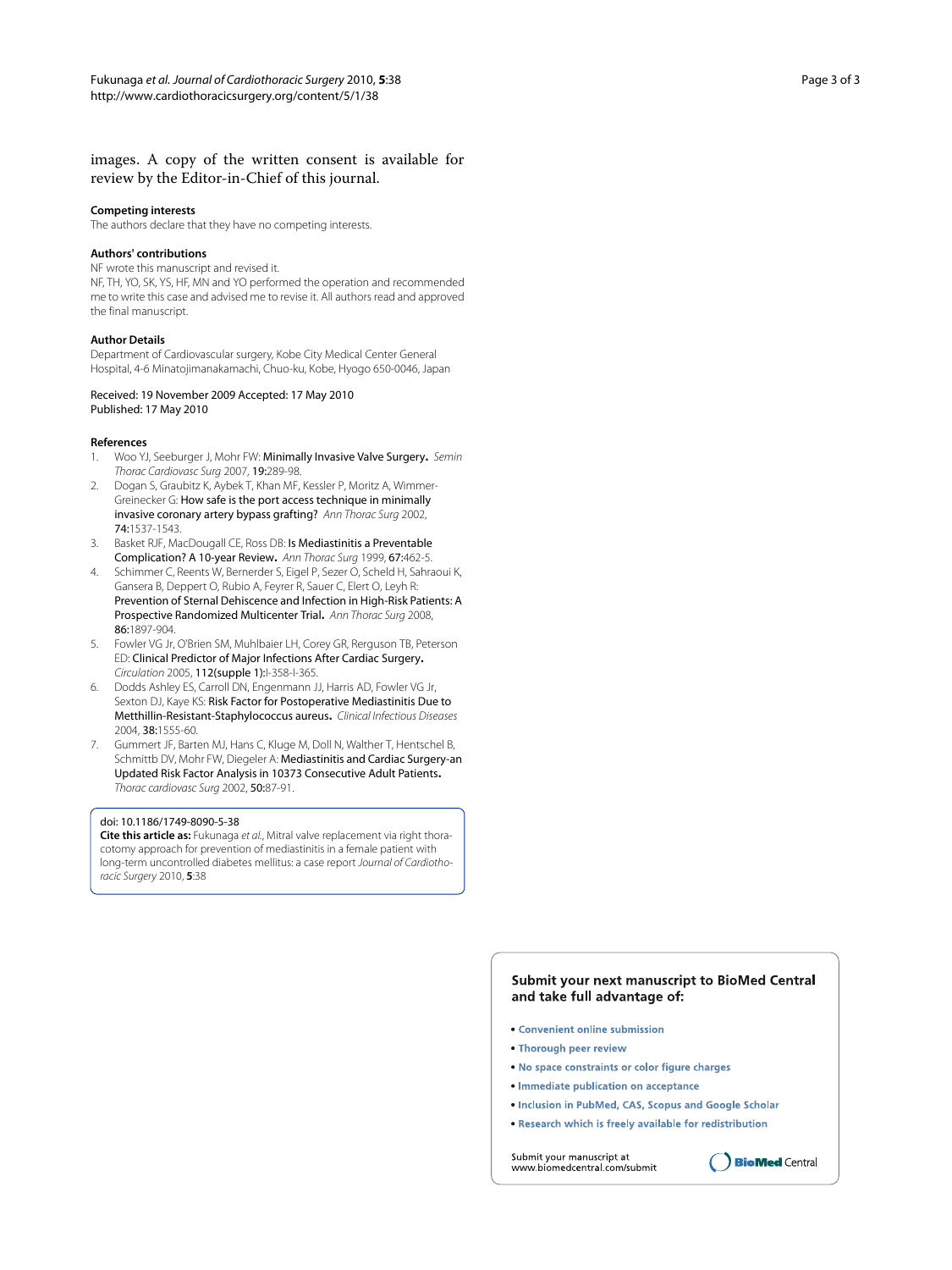images. A copy of the written consent is available for review by the Editor-in-Chief of this journal.

### Competing interests

The authors declare that they have no competing interests.

### Authors' contributions

NF wrote this manuscript and revised it.

NF, TH, YO, SK, YS, HF, MN and YO performed the operation and recommended me to write this case and advised me to revise it. All authors read and approved the final manuscript.

### Author Details

Department of Cardiovascular surgery, Kobe City Medical Center General Hospital, 4-6 Minatojimanakamachi, Chuo-ku, Kobe, Hyogo 650-0046, Japan

Received: 19 November 2009 Accepted: 17 May 2010
Published: 17 May 2010

### References

1. Woo YJ, Seeburger J, Mohr FW: **Minimally Invasive Valve Surgery.** *Semin Thorac Cardiovasc Surg* 2007, **19**:289-98.
2. Dogan S, Graubitz K, Aybek T, Khan MF, Kessler P, Moritz A, Wimmer-Greinecker G: **How safe is the port access technique in minimally invasive coronary artery bypass grafting?** *Ann Thorac Surg* 2002, **74**:1537-1543.
3. Basket RJF, MacDougall CE, Ross DB: **Is Mediastinitis a Preventable Complication? A 10-year Review.** *Ann Thorac Surg* 1999, **67**:462-5.
4. Schimmer C, Reents W, Bernerder S, Eigel P, Sezer O, Scheld H, Sahraoui K, Gansera B, Deppert O, Rubio A, Feyrer R, Sauer C, Elert O, Leyh R: **Prevention of Sternal Dehiscence and Infection in High-Risk Patients: A Prospective Randomized Multicenter Trial.** *Ann Thorac Surg* 2008, **86**:1897-904.
5. Fowler VG Jr, O'Brien SM, Muhlbaier LH, Corey GR, Rerguson TB, Peterson ED: **Clinical Predictor of Major Infections After Cardiac Surgery.** *Circulation* 2005, **112(supple 1)**:I-358-I-365.
6. Dodds Ashley ES, Carroll DN, Engenmann JJ, Harris AD, Fowler VG Jr, Sexton DJ, Kaye KS: **Risk Factor for Postoperative Mediastinitis Due to Methtillin-Resistant-Staphylococcus aureus.** *Clinical Infectious Diseases* 2004, **38**:1555-60.
7. Gummert JF, Barten MJ, Hans C, Kluge M, Doll N, Walther T, Hentschel B, Schmittb DV, Mohr FW, Diegeler A: **Mediastinitis and Cardiac Surgery-an Updated Risk Factor Analysis in 10373 Consecutive Adult Patients.** *Thorac cardiovasc Surg* 2002, **50**:87-91.

doi: 10.1186/1749-8090-5-38

**Cite this article as:** Fukunaga *et al.*, Mitral valve replacement via right thoracotomy approach for prevention of mediastinitis in a female patient with long-term uncontrolled diabetes mellitus: a case report *Journal of Cardiothoracic Surgery* 2010, **5**:38

**Submit your next manuscript to BioMed Central and take full advantage of:**

- Convenient online submission
- Thorough peer review
- No space constraints or color figure charges
- Immediate publication on acceptance
- Inclusion in PubMed, CAS, Scopus and Google Scholar
- Research which is freely available for redistribution

Submit your manuscript at www.biomedcentral.com/submit

BioMed Central